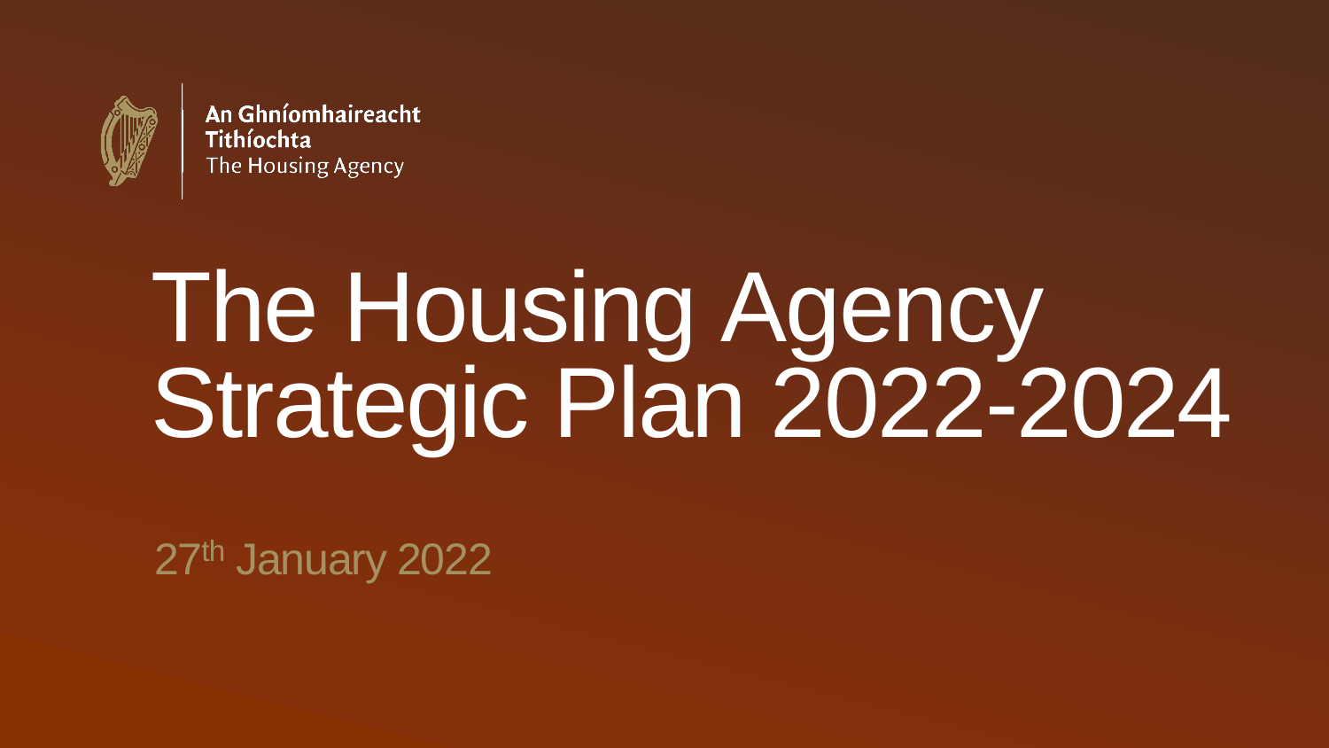An Ghníomhaireacht Tithíochta
The Housing Agency

# The Housing Agency Strategic Plan 2022-2024

27th January 2022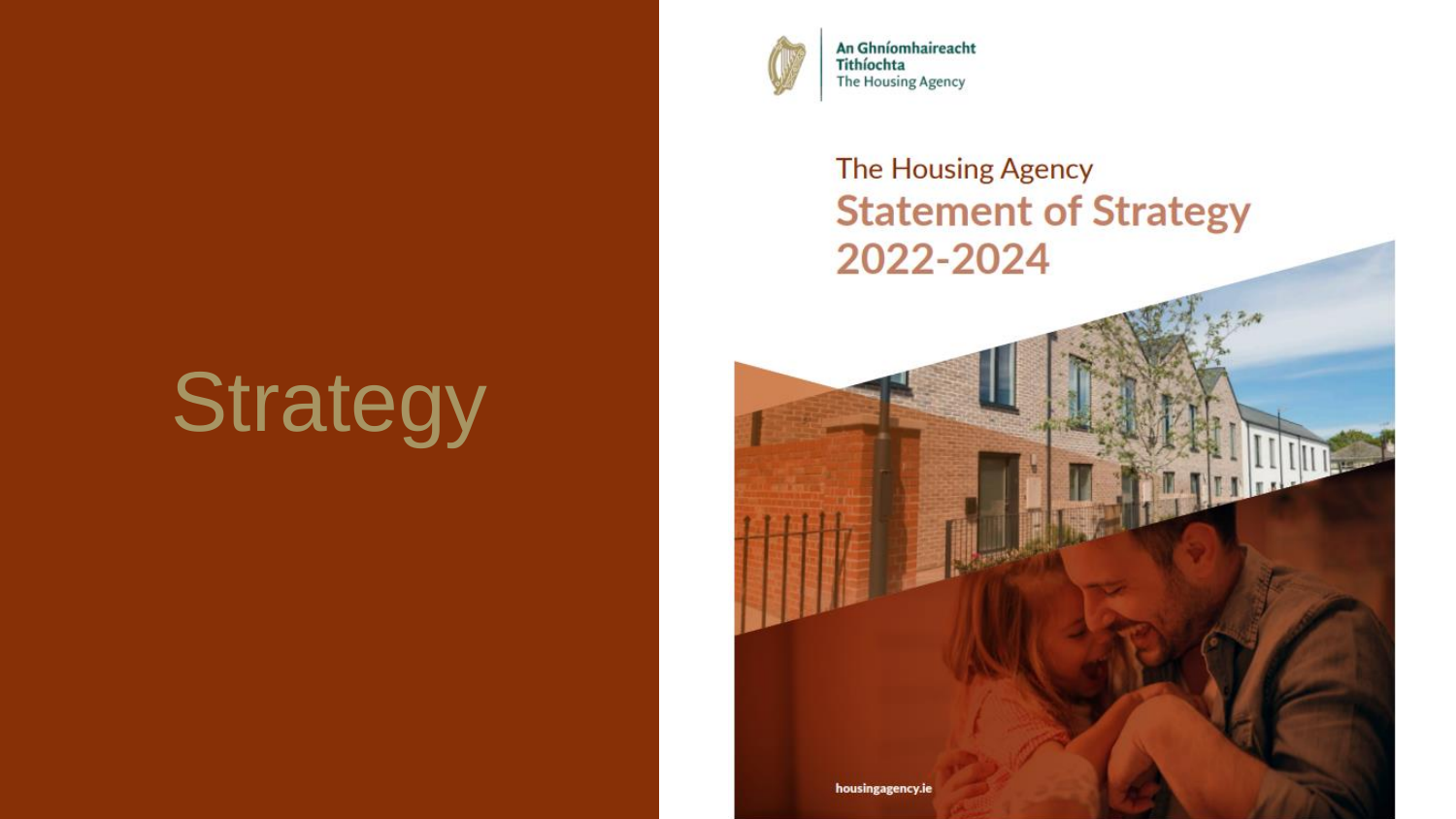# Strategy

An Ghníomhaireacht Tithíochta
The Housing Agency

The Housing Agency
**Statement of Strategy 2022-2024**

housingagency.ie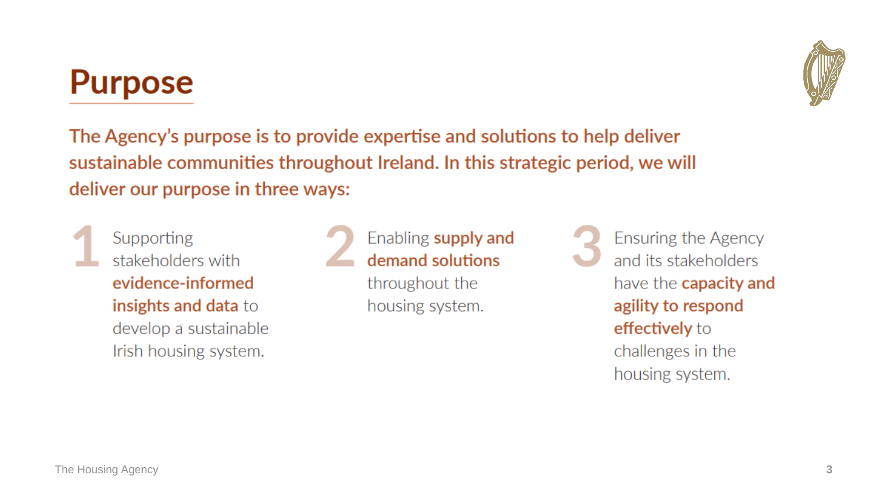# Purpose

**The Agency's purpose is to provide expertise and solutions to help deliver sustainable communities throughout Ireland. In this strategic period, we will deliver our purpose in three ways:**

1. Supporting stakeholders with **evidence-informed insights and data** to develop a sustainable Irish housing system.
2. Enabling **supply and demand solutions** throughout the housing system.
3. Ensuring the Agency and its stakeholders have the **capacity and agility to respond effectively** to challenges in the housing system.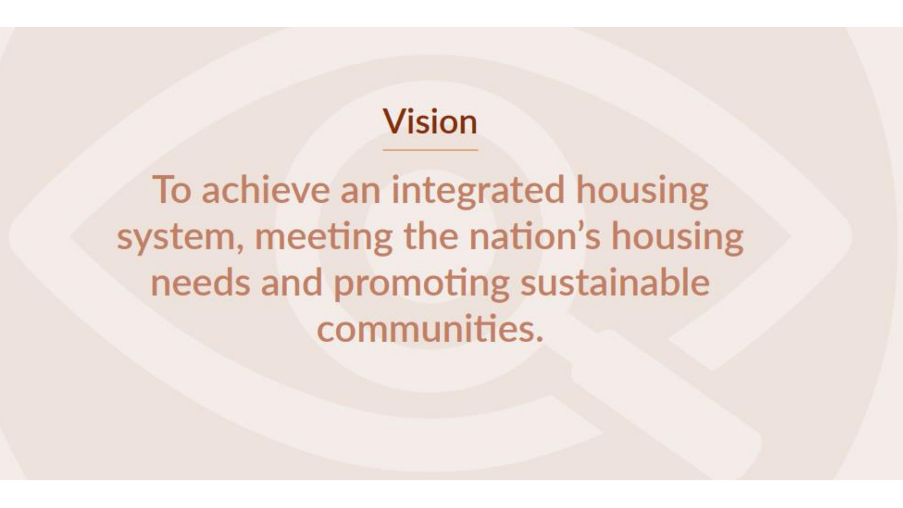## Vision

To achieve an integrated housing system, meeting the nation's housing needs and promoting sustainable communities.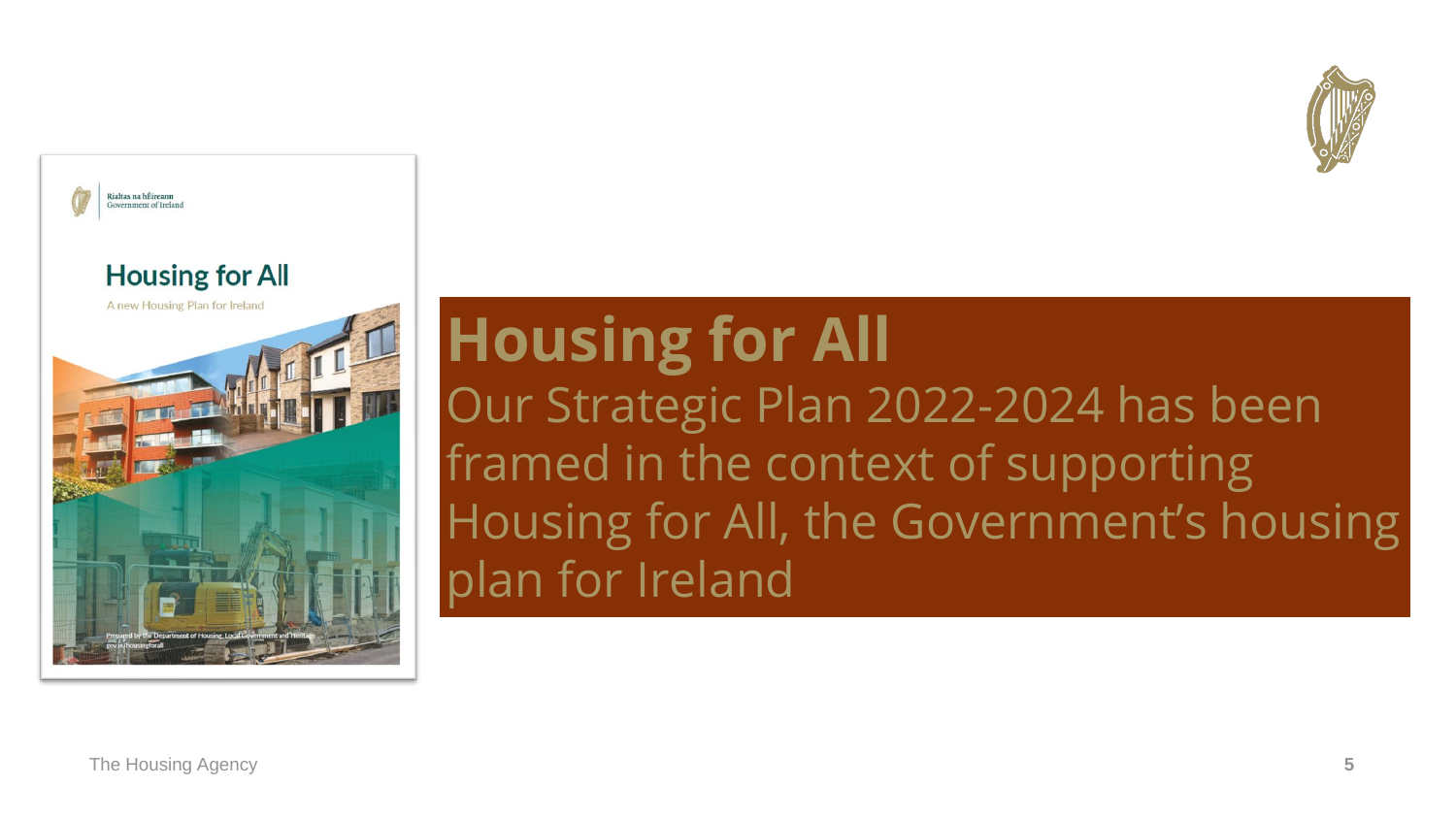# Housing for All

Our Strategic Plan 2022-2024 has been framed in the context of supporting Housing for All, the Government's housing plan for Ireland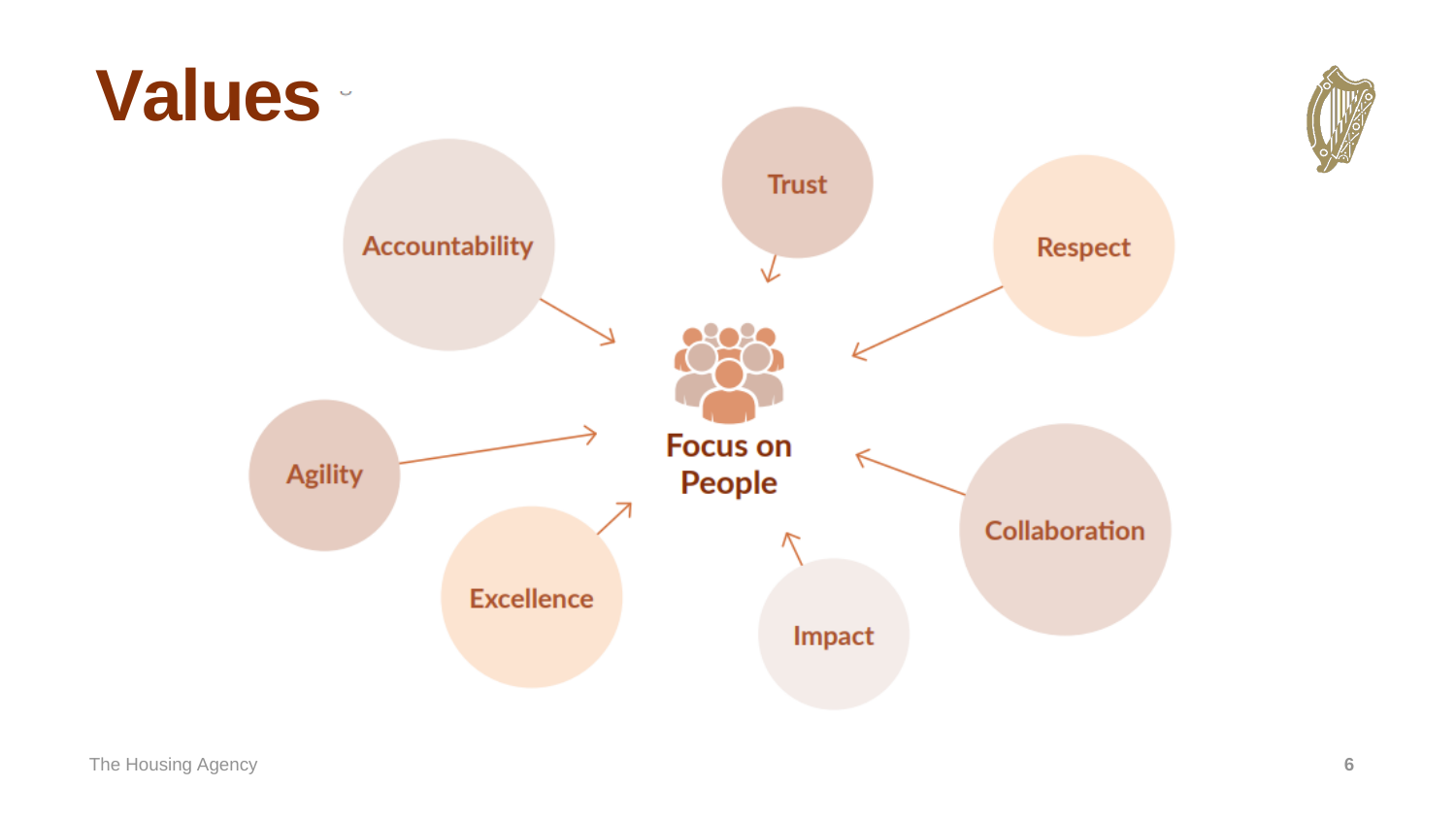# Values

Accountability

Trust

Respect

Agility

**Focus on People**

Collaboration

Excellence

Impact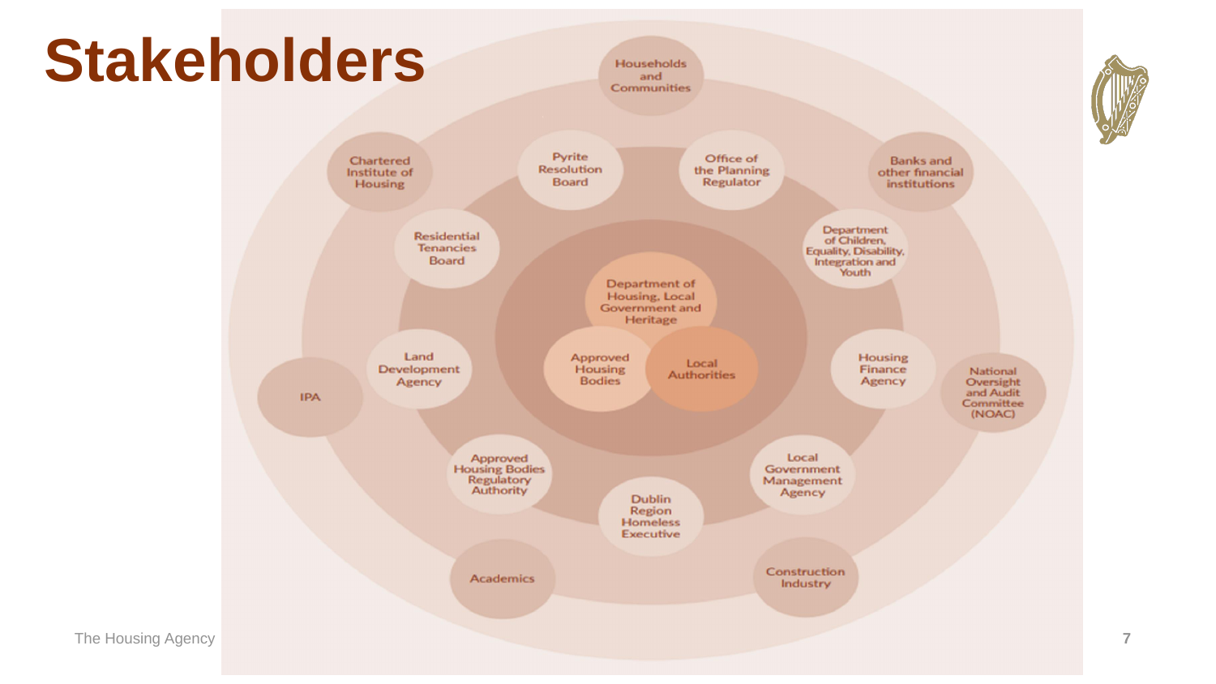# Stakeholders

- Department of Housing, Local Government and Heritage
- Approved Housing Bodies
- Local Authorities
- Households and Communities
- Pyrite Resolution Board
- Office of the Planning Regulator
- Chartered Institute of Housing
- Banks and other financial institutions
- Residential Tenancies Board
- Department of Children, Equality, Disability, Integration and Youth
- Land Development Agency
- Housing Finance Agency
- IPA
- National Oversight and Audit Committee (NOAC)
- Approved Housing Bodies Regulatory Authority
- Local Government Management Agency
- Dublin Region Homeless Executive
- Academics
- Construction Industry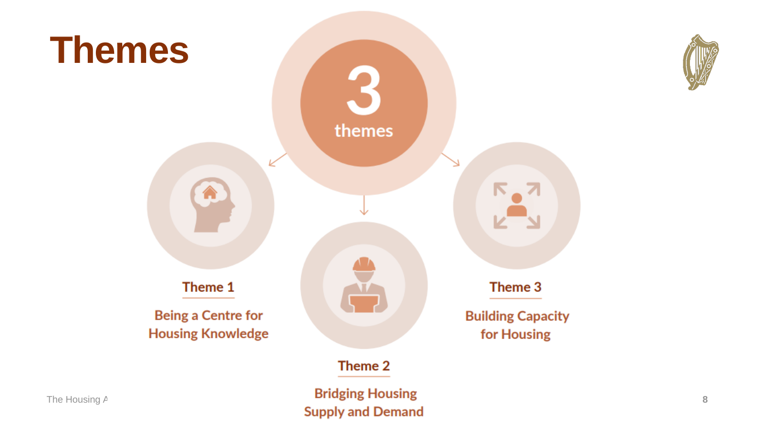# Themes

**3 themes**

**Theme 1**

Being a Centre for Housing Knowledge

**Theme 2**

Bridging Housing Supply and Demand

**Theme 3**

Building Capacity for Housing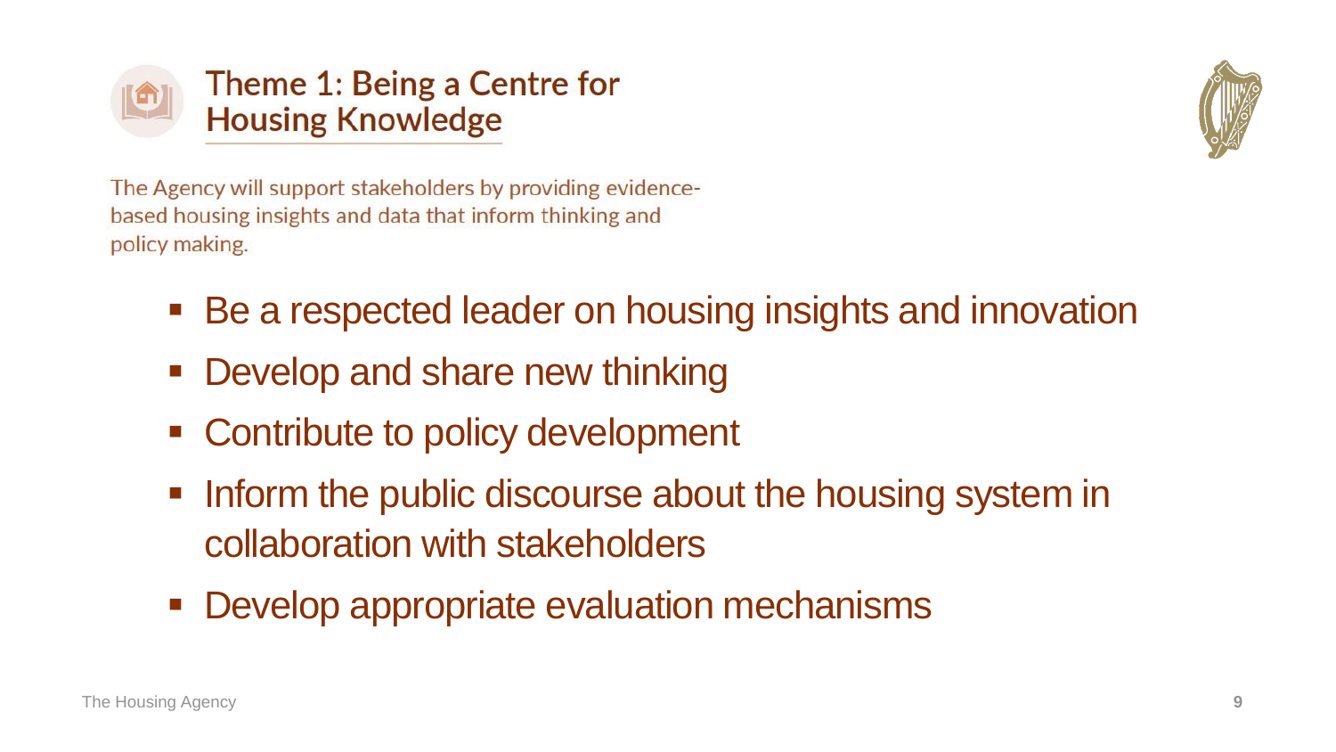## Theme 1: Being a Centre for Housing Knowledge

The Agency will support stakeholders by providing evidence-based housing insights and data that inform thinking and policy making.

- Be a respected leader on housing insights and innovation
- Develop and share new thinking
- Contribute to policy development
- Inform the public discourse about the housing system in collaboration with stakeholders
- Develop appropriate evaluation mechanisms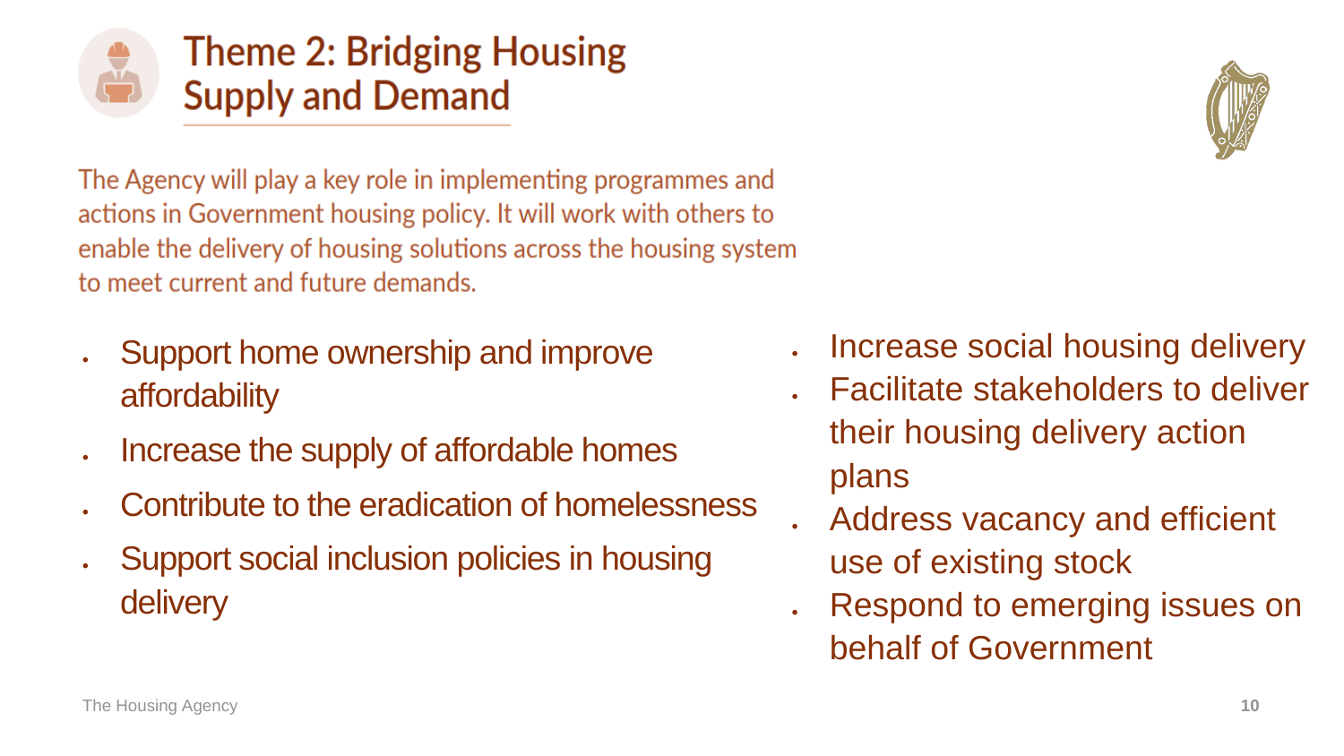# Theme 2: Bridging Housing Supply and Demand

The Agency will play a key role in implementing programmes and actions in Government housing policy. It will work with others to enable the delivery of housing solutions across the housing system to meet current and future demands.

- Support home ownership and improve affordability
- Increase the supply of affordable homes
- Contribute to the eradication of homelessness
- Support social inclusion policies in housing delivery
- Increase social housing delivery
- Facilitate stakeholders to deliver their housing delivery action plans
- Address vacancy and efficient use of existing stock
- Respond to emerging issues on behalf of Government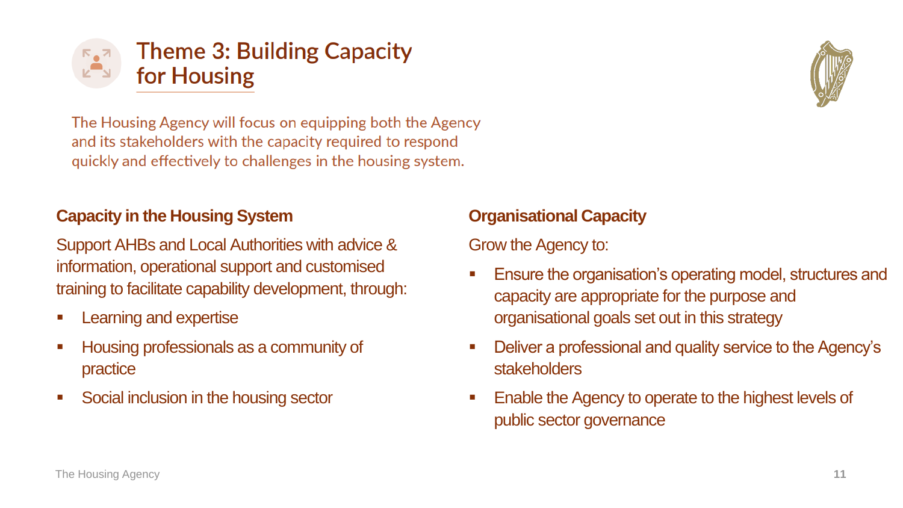# Theme 3: Building Capacity for Housing

The Housing Agency will focus on equipping both the Agency and its stakeholders with the capacity required to respond quickly and effectively to challenges in the housing system.

## Capacity in the Housing System

Support AHBs and Local Authorities with advice & information, operational support and customised training to facilitate capability development, through:

- Learning and expertise
- Housing professionals as a community of practice
- Social inclusion in the housing sector

## Organisational Capacity

Grow the Agency to:

- Ensure the organisation's operating model, structures and capacity are appropriate for the purpose and organisational goals set out in this strategy
- Deliver a professional and quality service to the Agency's stakeholders
- Enable the Agency to operate to the highest levels of public sector governance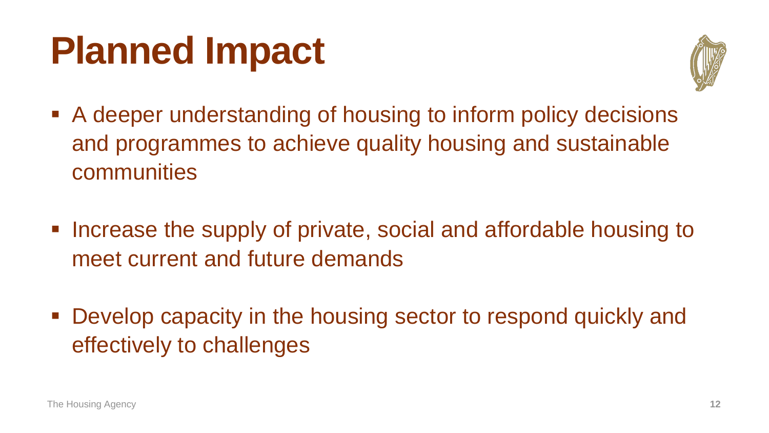# Planned Impact

- A deeper understanding of housing to inform policy decisions and programmes to achieve quality housing and sustainable communities
- Increase the supply of private, social and affordable housing to meet current and future demands
- Develop capacity in the housing sector to respond quickly and effectively to challenges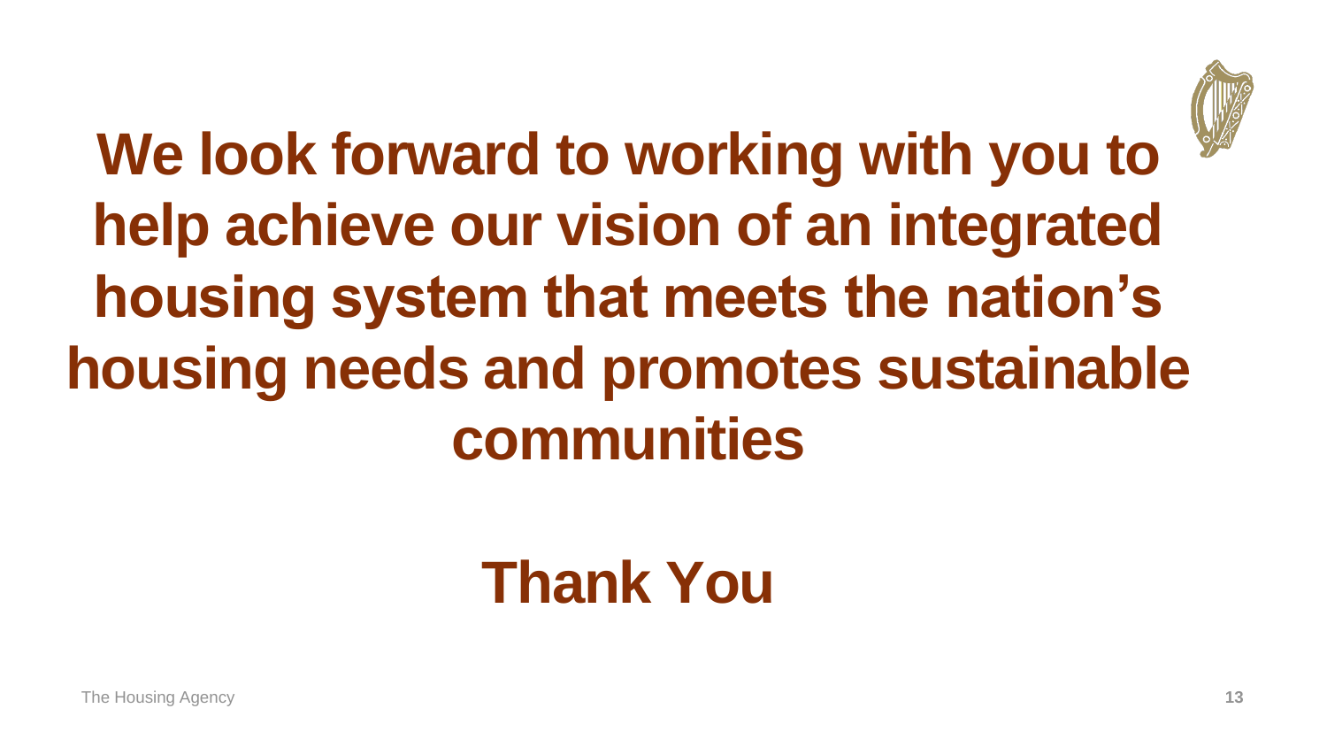**We look forward to working with you to help achieve our vision of an integrated housing system that meets the nation's housing needs and promotes sustainable communities**

# Thank You